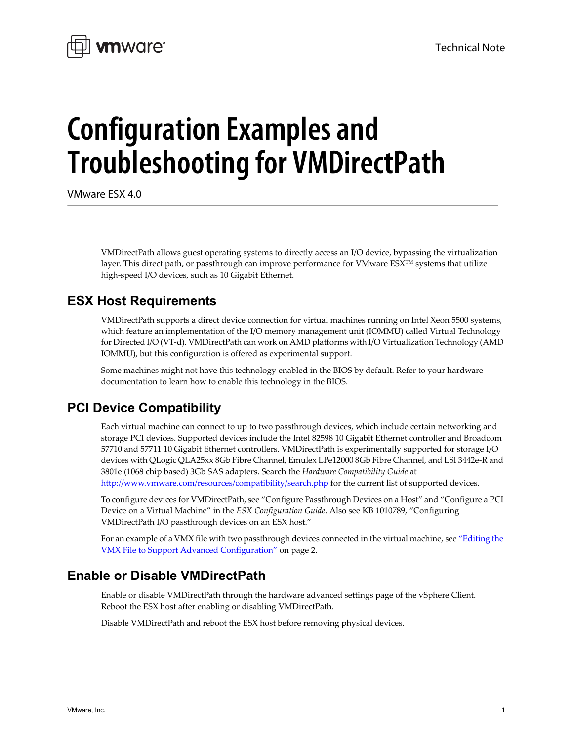Technical Note

# Configuration Examples and Troubleshooting for VMDirectPath

VMware ESX 4.0

VMDirectPath allows guest operating systems to directly access an I/O device, bypassing the virtualization layer. This direct path, or passthrough can improve performance for VMware ESX™ systems that utilize high-speed I/O devices, such as 10 Gigabit Ethernet.

## ESX Host Requirements

VMDirectPath supports a direct device connection for virtual machines running on Intel Xeon 5500 systems, which feature an implementation of the I/O memory management unit (IOMMU) called Virtual Technology for Directed I/O (VT-d). VMDirectPath can work on AMD platforms with I/O Virtualization Technology (AMD IOMMU), but this configuration is offered as experimental support.

Some machines might not have this technology enabled in the BIOS by default. Refer to your hardware documentation to learn how to enable this technology in the BIOS.

## PCI Device Compatibility

Each virtual machine can connect to up to two passthrough devices, which include certain networking and storage PCI devices. Supported devices include the Intel 82598 10 Gigabit Ethernet controller and Broadcom 57710 and 57711 10 Gigabit Ethernet controllers. VMDirectPath is experimentally supported for storage I/O devices with QLogic QLA25xx 8Gb Fibre Channel, Emulex LPe12000 8Gb Fibre Channel, and LSI 3442e-R and 3801e (1068 chip based) 3Gb SAS adapters. Search the *Hardware Compatibility Guide* at http://www.vmware.com/resources/compatibility/search.php for the current list of supported devices.

To configure devices for VMDirectPath, see "Configure Passthrough Devices on a Host" and "Configure a PCI Device on a Virtual Machine" in the *ESX Configuration Guide*. Also see KB 1010789, "Configuring VMDirectPath I/O passthrough devices on an ESX host."

For an example of a VMX file with two passthrough devices connected in the virtual machine, see "Editing the VMX File to Support Advanced Configuration" on page 2.

## Enable or Disable VMDirectPath

Enable or disable VMDirectPath through the hardware advanced settings page of the vSphere Client. Reboot the ESX host after enabling or disabling VMDirectPath.

Disable VMDirectPath and reboot the ESX host before removing physical devices.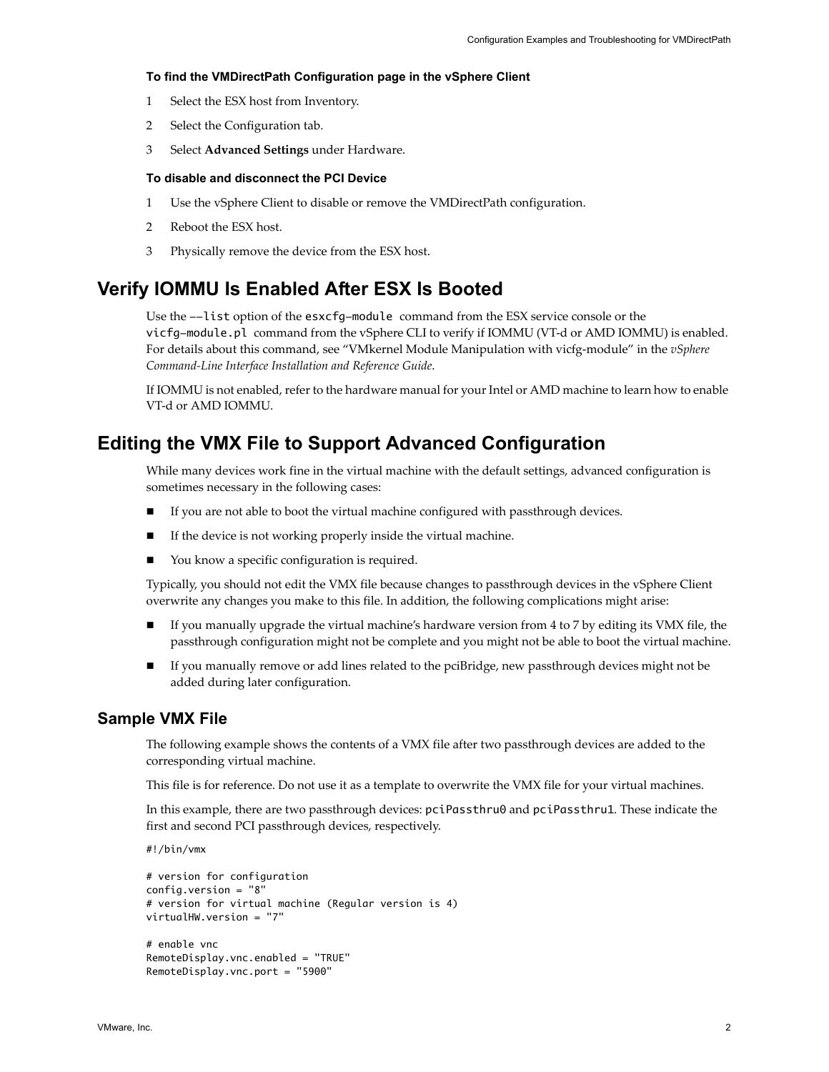**To find the VMDirectPath Configuration page in the vSphere Client**

1. Select the ESX host from Inventory.
2. Select the Configuration tab.
3. Select **Advanced Settings** under Hardware.

**To disable and disconnect the PCI Device**

1. Use the vSphere Client to disable or remove the VMDirectPath configuration.
2. Reboot the ESX host.
3. Physically remove the device from the ESX host.

## Verify IOMMU Is Enabled After ESX Is Booted

Use the `--list` option of the `esxcfg-module` command from the ESX service console or the `vicfg-module.pl` command from the vSphere CLI to verify if IOMMU (VT-d or AMD IOMMU) is enabled. For details about this command, see "VMkernel Module Manipulation with vicfg-module" in the *vSphere Command-Line Interface Installation and Reference Guide*.

If IOMMU is not enabled, refer to the hardware manual for your Intel or AMD machine to learn how to enable VT-d or AMD IOMMU.

## Editing the VMX File to Support Advanced Configuration

While many devices work fine in the virtual machine with the default settings, advanced configuration is sometimes necessary in the following cases:

- If you are not able to boot the virtual machine configured with passthrough devices.
- If the device is not working properly inside the virtual machine.
- You know a specific configuration is required.

Typically, you should not edit the VMX file because changes to passthrough devices in the vSphere Client overwrite any changes you make to this file. In addition, the following complications might arise:

- If you manually upgrade the virtual machine's hardware version from 4 to 7 by editing its VMX file, the passthrough configuration might not be complete and you might not be able to boot the virtual machine.
- If you manually remove or add lines related to the pciBridge, new passthrough devices might not be added during later configuration.

### Sample VMX File

The following example shows the contents of a VMX file after two passthrough devices are added to the corresponding virtual machine.

This file is for reference. Do not use it as a template to overwrite the VMX file for your virtual machines.

In this example, there are two passthrough devices: `pciPassthru0` and `pciPassthru1`. These indicate the first and second PCI passthrough devices, respectively.

```
#!/bin/vmx

# version for configuration
config.version = "8"
# version for virtual machine (Regular version is 4)
virtualHW.version = "7"

# enable vnc
RemoteDisplay.vnc.enabled = "TRUE"
RemoteDisplay.vnc.port = "5900"
```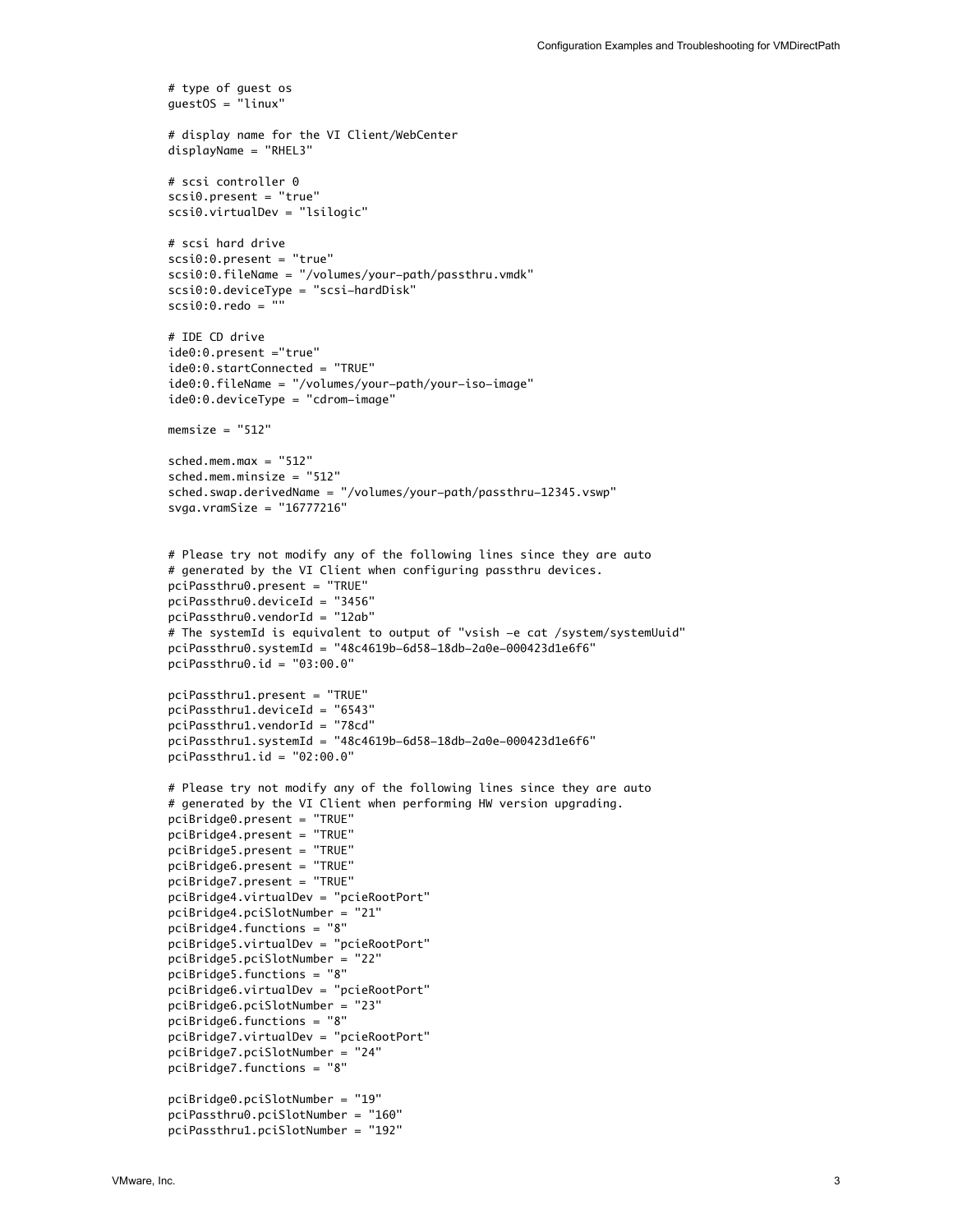```
# type of guest os
guestOS = "linux"

# display name for the VI Client/WebCenter
displayName = "RHEL3"

# scsi controller 0
scsi0.present = "true"
scsi0.virtualDev = "lsilogic"

# scsi hard drive
scsi0:0.present = "true"
scsi0:0.fileName = "/volumes/your-path/passthru.vmdk"
scsi0:0.deviceType = "scsi-hardDisk"
scsi0:0.redo = ""

# IDE CD drive
ide0:0.present ="true"
ide0:0.startConnected = "TRUE"
ide0:0.fileName = "/volumes/your-path/your-iso-image"
ide0:0.deviceType = "cdrom-image"

memsize = "512"

sched.mem.max = "512"
sched.mem.minsize = "512"
sched.swap.derivedName = "/volumes/your-path/passthru-12345.vswp"
svga.vramSize = "16777216"


# Please try not modify any of the following lines since they are auto
# generated by the VI Client when configuring passthru devices.
pciPassthru0.present = "TRUE"
pciPassthru0.deviceId = "3456"
pciPassthru0.vendorId = "12ab"
# The systemId is equivalent to output of "vsish -e cat /system/systemUuid"
pciPassthru0.systemId = "48c4619b-6d58-18db-2a0e-000423d1e6f6"
pciPassthru0.id = "03:00.0"

pciPassthru1.present = "TRUE"
pciPassthru1.deviceId = "6543"
pciPassthru1.vendorId = "78cd"
pciPassthru1.systemId = "48c4619b-6d58-18db-2a0e-000423d1e6f6"
pciPassthru1.id = "02:00.0"

# Please try not modify any of the following lines since they are auto
# generated by the VI Client when performing HW version upgrading.
pciBridge0.present = "TRUE"
pciBridge4.present = "TRUE"
pciBridge5.present = "TRUE"
pciBridge6.present = "TRUE"
pciBridge7.present = "TRUE"
pciBridge4.virtualDev = "pcieRootPort"
pciBridge4.pciSlotNumber = "21"
pciBridge4.functions = "8"
pciBridge5.virtualDev = "pcieRootPort"
pciBridge5.pciSlotNumber = "22"
pciBridge5.functions = "8"
pciBridge6.virtualDev = "pcieRootPort"
pciBridge6.pciSlotNumber = "23"
pciBridge6.functions = "8"
pciBridge7.virtualDev = "pcieRootPort"
pciBridge7.pciSlotNumber = "24"
pciBridge7.functions = "8"

pciBridge0.pciSlotNumber = "19"
pciPassthru0.pciSlotNumber = "160"
pciPassthru1.pciSlotNumber = "192"
```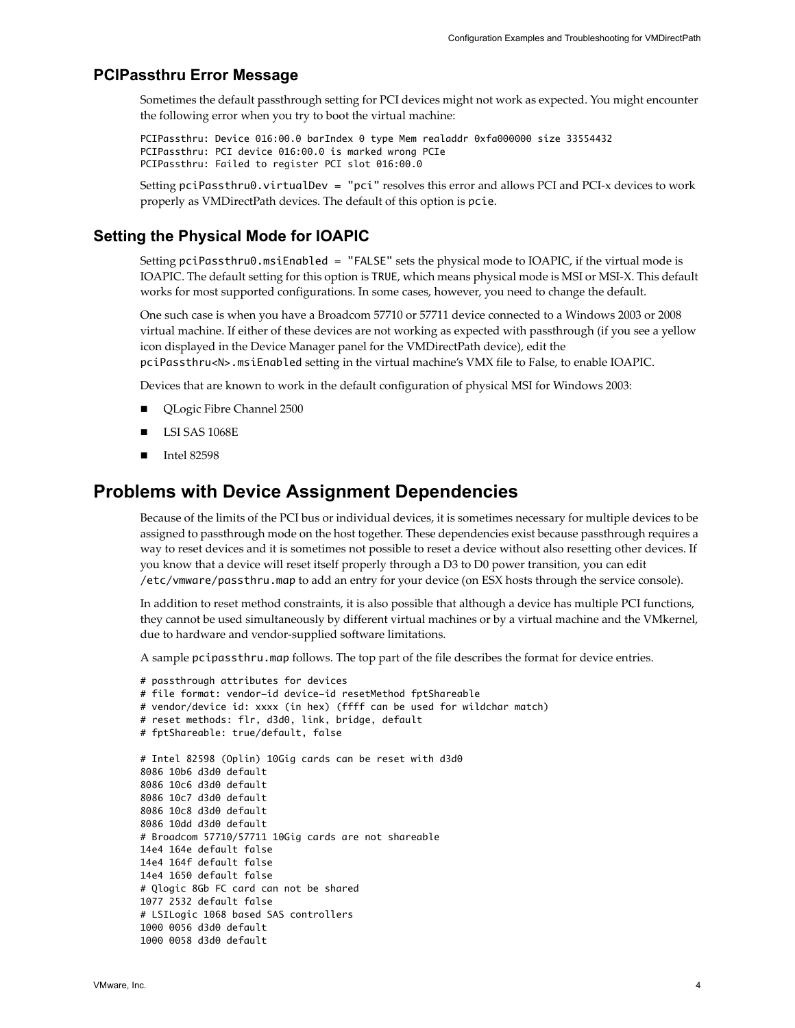### PCIPassthru Error Message

Sometimes the default passthrough setting for PCI devices might not work as expected. You might encounter the following error when you try to boot the virtual machine:

```
PCIPassthru: Device 016:00.0 barIndex 0 type Mem realaddr 0xfa000000 size 33554432
PCIPassthru: PCI device 016:00.0 is marked wrong PCIe
PCIPassthru: Failed to register PCI slot 016:00.0
```

Setting `pciPassthru0.virtualDev = "pci"` resolves this error and allows PCI and PCI-x devices to work properly as VMDirectPath devices. The default of this option is `pcie`.

### Setting the Physical Mode for IOAPIC

Setting `pciPassthru0.msiEnabled = "FALSE"` sets the physical mode to IOAPIC, if the virtual mode is IOAPIC. The default setting for this option is `TRUE`, which means physical mode is MSI or MSI-X. This default works for most supported configurations. In some cases, however, you need to change the default.

One such case is when you have a Broadcom 57710 or 57711 device connected to a Windows 2003 or 2008 virtual machine. If either of these devices are not working as expected with passthrough (if you see a yellow icon displayed in the Device Manager panel for the VMDirectPath device), edit the `pciPassthru<N>.msiEnabled` setting in the virtual machine's VMX file to False, to enable IOAPIC.

Devices that are known to work in the default configuration of physical MSI for Windows 2003:

- QLogic Fibre Channel 2500
- LSI SAS 1068E
- Intel 82598

## Problems with Device Assignment Dependencies

Because of the limits of the PCI bus or individual devices, it is sometimes necessary for multiple devices to be assigned to passthrough mode on the host together. These dependencies exist because passthrough requires a way to reset devices and it is sometimes not possible to reset a device without also resetting other devices. If you know that a device will reset itself properly through a D3 to D0 power transition, you can edit `/etc/vmware/passthru.map` to add an entry for your device (on ESX hosts through the service console).

In addition to reset method constraints, it is also possible that although a device has multiple PCI functions, they cannot be used simultaneously by different virtual machines or by a virtual machine and the VMkernel, due to hardware and vendor-supplied software limitations.

A sample `pcipassthru.map` follows. The top part of the file describes the format for device entries.

```
# passthrough attributes for devices
# file format: vendor-id device-id resetMethod fptShareable
# vendor/device id: xxxx (in hex) (ffff can be used for wildchar match)
# reset methods: flr, d3d0, link, bridge, default
# fptShareable: true/default, false

# Intel 82598 (Oplin) 10Gig cards can be reset with d3d0
8086 10b6 d3d0 default
8086 10c6 d3d0 default
8086 10c7 d3d0 default
8086 10c8 d3d0 default
8086 10dd d3d0 default
# Broadcom 57710/57711 10Gig cards are not shareable
14e4 164e default false
14e4 164f default false
14e4 1650 default false
# Qlogic 8Gb FC card can not be shared
1077 2532 default false
# LSILogic 1068 based SAS controllers
1000 0056 d3d0 default
1000 0058 d3d0 default
```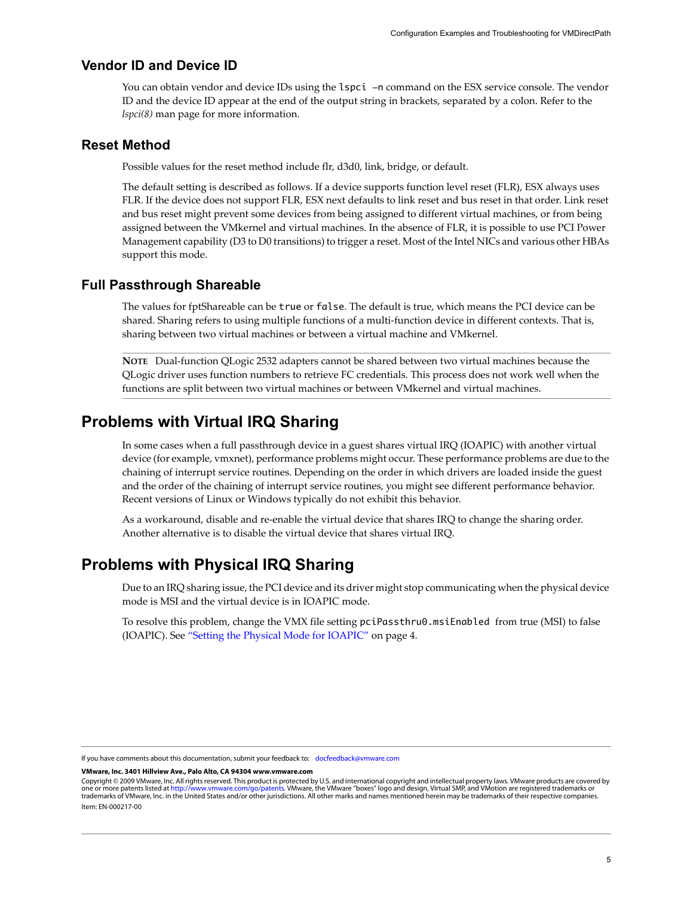### Vendor ID and Device ID

You can obtain vendor and device IDs using the `lspci -n` command on the ESX service console. The vendor ID and the device ID appear at the end of the output string in brackets, separated by a colon. Refer to the *lspci(8)* man page for more information.

### Reset Method

Possible values for the reset method include flr, d3d0, link, bridge, or default.

The default setting is described as follows. If a device supports function level reset (FLR), ESX always uses FLR. If the device does not support FLR, ESX next defaults to link reset and bus reset in that order. Link reset and bus reset might prevent some devices from being assigned to different virtual machines, or from being assigned between the VMkernel and virtual machines. In the absence of FLR, it is possible to use PCI Power Management capability (D3 to D0 transitions) to trigger a reset. Most of the Intel NICs and various other HBAs support this mode.

### Full Passthrough Shareable

The values for fptShareable can be `true` or `false`. The default is true, which means the PCI device can be shared. Sharing refers to using multiple functions of a multi-function device in different contexts. That is, sharing between two virtual machines or between a virtual machine and VMkernel.

---

**NOTE** Dual-function QLogic 2532 adapters cannot be shared between two virtual machines because the QLogic driver uses function numbers to retrieve FC credentials. This process does not work well when the functions are split between two virtual machines or between VMkernel and virtual machines.

---

## Problems with Virtual IRQ Sharing

In some cases when a full passthrough device in a guest shares virtual IRQ (IOAPIC) with another virtual device (for example, vmxnet), performance problems might occur. These performance problems are due to the chaining of interrupt service routines. Depending on the order in which drivers are loaded inside the guest and the order of the chaining of interrupt service routines, you might see different performance behavior. Recent versions of Linux or Windows typically do not exhibit this behavior.

As a workaround, disable and re-enable the virtual device that shares IRQ to change the sharing order. Another alternative is to disable the virtual device that shares virtual IRQ.

## Problems with Physical IRQ Sharing

Due to an IRQ sharing issue, the PCI device and its driver might stop communicating when the physical device mode is MSI and the virtual device is in IOAPIC mode.

To resolve this problem, change the VMX file setting `pciPassthru0.msiEnabled` from true (MSI) to false (IOAPIC). See "Setting the Physical Mode for IOAPIC" on page 4.

---

If you have comments about this documentation, submit your feedback to: docfeedback@vmware.com

**VMware, Inc. 3401 Hillview Ave., Palo Alto, CA 94304 www.vmware.com**

Copyright © 2009 VMware, Inc. All rights reserved. This product is protected by U.S. and international copyright and intellectual property laws. VMware products are covered by one or more patents listed at http://www.vmware.com/go/patents. VMware, the VMware "boxes" logo and design, Virtual SMP, and VMotion are registered trademarks or trademarks of VMware, Inc. in the United States and/or other jurisdictions. All other marks and names mentioned herein may be trademarks of their respective companies.

Item: EN-000217-00